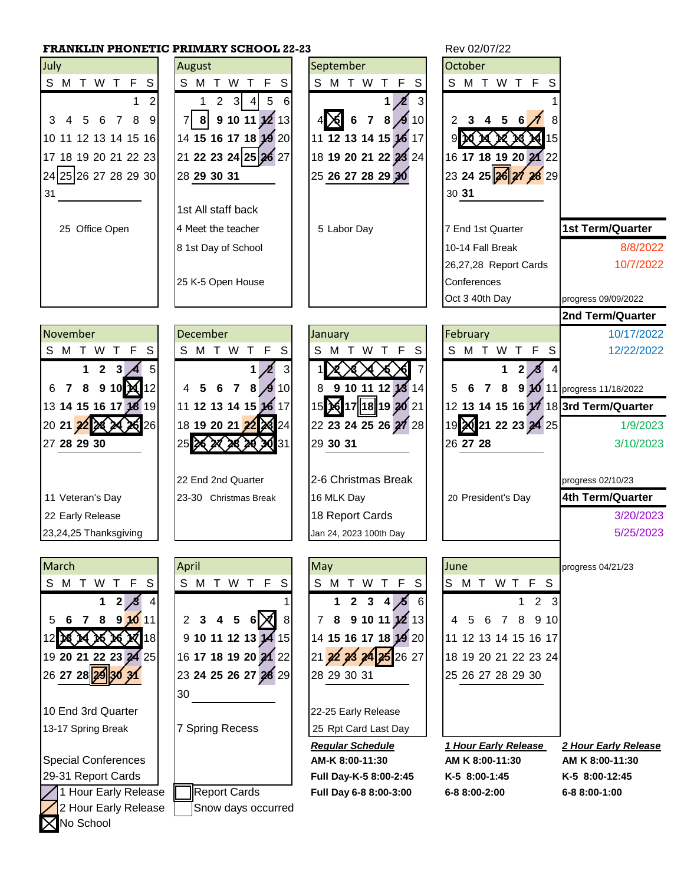# FRANKLIN PHONETIC PRIMARY SCHOOL 22-23

Rev 02/07/22

## July

| S | M | T | W | T | F | S |
|---|---|---|---|---|---|---|
| | | | | | 1 | 2 |
| 3 | 4 | 5 | 6 | 7 | 8 | 9 |
| 10 | 11 | 12 | 13 | 14 | 15 | 16 |
| 17 | 18 | 19 | 20 | 21 | 22 | 23 |
| 24 | 25 | 26 | 27 | 28 | 29 | 30 |
| 31 | | | | | | |

25 Office Open

## August

| S | M | T | W | T | F | S |
|---|---|---|---|---|---|---|
| | 1 | 2 | 3 | 4 | 5 | 6 |
| 7 | 8 | 9 | 10 | 11 | 12 | 13 |
| 14 | 15 | 16 | 17 | 18 | 19 | 20 |
| 21 | 22 | 23 | 24 | 25 | 26 | 27 |
| 28 | 29 | 30 | 31 | | | |

1st All staff back
4 Meet the teacher
8 1st Day of School
25 K-5 Open House

## September

| S | M | T | W | T | F | S |
|---|---|---|---|---|---|---|
| | | | | 1 | 2 | 3 |
| 4 | 5 | 6 | 7 | 8 | 9 | 10 |
| 11 | 12 | 13 | 14 | 15 | 16 | 17 |
| 18 | 19 | 20 | 21 | 22 | 23 | 24 |
| 25 | 26 | 27 | 28 | 29 | 30 | |

5 Labor Day

## October

| S | M | T | W | T | F | S |
|---|---|---|---|---|---|---|
| | | | | | | 1 |
| 2 | 3 | 4 | 5 | 6 | 7 | 8 |
| 9 | 10 | 11 | 12 | 13 | 14 | 15 |
| 16 | 17 | 18 | 19 | 20 | 21 | 22 |
| 23 | 24 | 25 | 26 | 27 | 28 | 29 |
| 30 | 31 | | | | | |

7 End 1st Quarter
10-14 Fall Break
26,27,28 Report Cards Conferences
Oct 3 40th Day

### 1st Term/Quarter
8/8/2022
10/7/2022
progress 09/09/2022

### 2nd Term/Quarter
10/17/2022
12/22/2022
progress 11/18/2022

## November

| S | M | T | W | T | F | S |
|---|---|---|---|---|---|---|
| | | 1 | 2 | 3 | 4 | 5 |
| 6 | 7 | 8 | 9 | 10 | 11 | 12 |
| 13 | 14 | 15 | 16 | 17 | 18 | 19 |
| 20 | 21 | 22 | 23 | 24 | 25 | 26 |
| 27 | 28 | 29 | 30 | | | |

11 Veteran's Day
22 Early Release
23,24,25 Thanksgiving

## December

| S | M | T | W | T | F | S |
|---|---|---|---|---|---|---|
| | | | | 1 | 2 | 3 |
| 4 | 5 | 6 | 7 | 8 | 9 | 10 |
| 11 | 12 | 13 | 14 | 15 | 16 | 17 |
| 18 | 19 | 20 | 21 | 22 | 23 | 24 |
| 25 | 26 | 27 | 28 | 29 | 30 | 31 |

22 End 2nd Quarter
23-30 Christmas Break

## January

| S | M | T | W | T | F | S |
|---|---|---|---|---|---|---|
| 1 | 2 | 3 | 4 | 5 | 6 | 7 |
| 8 | 9 | 10 | 11 | 12 | 13 | 14 |
| 15 | 16 | 17 | 18 | 19 | 20 | 21 |
| 22 | 23 | 24 | 25 | 26 | 27 | 28 |
| 29 | 30 | 31 | | | | |

2-6 Christmas Break
16 MLK Day
18 Report Cards
Jan 24, 2023 100th Day

## February

| S | M | T | W | T | F | S |
|---|---|---|---|---|---|---|
| | | | 1 | 2 | 3 | 4 |
| 5 | 6 | 7 | 8 | 9 | 10 | 11 |
| 12 | 13 | 14 | 15 | 16 | 17 | 18 |
| 19 | 20 | 21 | 22 | 23 | 24 | 25 |
| 26 | 27 | 28 | | | | |

20 President's Day

### 3rd Term/Quarter
1/9/2023
3/10/2023
progress 02/10/23

### 4th Term/Quarter
3/20/2023
5/25/2023
progress 04/21/23

## March

| S | M | T | W | T | F | S |
|---|---|---|---|---|---|---|
| | | | 1 | 2 | 3 | 4 |
| 5 | 6 | 7 | 8 | 9 | 10 | 11 |
| 12 | 13 | 14 | 15 | 16 | 17 | 18 |
| 19 | 20 | 21 | 22 | 23 | 24 | 25 |
| 26 | 27 | 28 | 29 | 30 | 31 | |

10 End 3rd Quarter
13-17 Spring Break
Special Conferences
29-31 Report Cards

## April

| S | M | T | W | T | F | S |
|---|---|---|---|---|---|---|
| | | | | | | 1 |
| 2 | 3 | 4 | 5 | 6 | 7 | 8 |
| 9 | 10 | 11 | 12 | 13 | 14 | 15 |
| 16 | 17 | 18 | 19 | 20 | 21 | 22 |
| 23 | 24 | 25 | 26 | 27 | 28 | 29 |
| 30 | | | | | | |

7 Spring Recess

## May

| S | M | T | W | T | F | S |
|---|---|---|---|---|---|---|
| | 1 | 2 | 3 | 4 | 5 | 6 |
| 7 | 8 | 9 | 10 | 11 | 12 | 13 |
| 14 | 15 | 16 | 17 | 18 | 19 | 20 |
| 21 | 22 | 23 | 24 | 25 | 26 | 27 |
| 28 | 29 | 30 | 31 | | | |

22-25 Early Release
25 Rpt Card Last Day

## June

| S | M | T | W | T | F | S |
|---|---|---|---|---|---|---|
| | | | | 1 | 2 | 3 |
| 4 | 5 | 6 | 7 | 8 | 9 | 10 |
| 11 | 12 | 13 | 14 | 15 | 16 | 17 |
| 18 | 19 | 20 | 21 | 22 | 23 | 24 |
| 25 | 26 | 27 | 28 | 29 | 30 | |

| ***Regular Schedule*** | ***1 Hour Early Release*** | ***2 Hour Early Release*** |
|---|---|---|
| **AM-K 8:00-11:30** | **AM K 8:00-11:30** | **AM K 8:00-11:30** |
| **Full Day-K-5 8:00-2:45** | **K-5 8:00-1:45** | **K-5 8:00-12:45** |
| **Full Day 6-8 8:00-3:00** | **6-8 8:00-2:00** | **6-8 8:00-1:00** |

**Legend:**
- 1 Hour Early Release
- 2 Hour Early Release
- No School
- Report Cards
- Snow days occurred